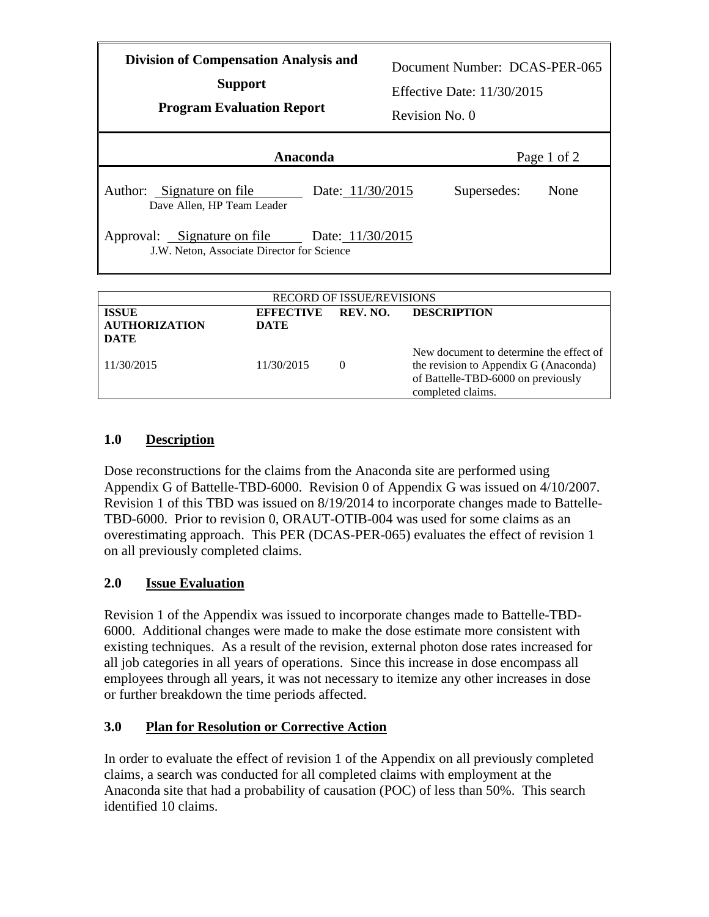| Division of Compensation Analysis and Support<br>Program Evaluation Report | Document Number: DCAS-PER-065<br>Effective Date: 11/30/2015<br>Revision No. 0 |
|---|---|

**Anaconda**

Author: Signature on file — Date: 11/30/2015 — Supersedes: None
Dave Allen, HP Team Leader

Approval: Signature on file — Date: 11/30/2015
J.W. Neton, Associate Director for Science

| RECORD OF ISSUE/REVISIONS | | | |
|---|---|---|---|
| **ISSUE AUTHORIZATION DATE** | **EFFECTIVE DATE** | **REV. NO.** | **DESCRIPTION** |
| 11/30/2015 | 11/30/2015 | 0 | New document to determine the effect of the revision to Appendix G (Anaconda) of Battelle-TBD-6000 on previously completed claims. |

## 1.0 Description

Dose reconstructions for the claims from the Anaconda site are performed using Appendix G of Battelle-TBD-6000. Revision 0 of Appendix G was issued on 4/10/2007. Revision 1 of this TBD was issued on 8/19/2014 to incorporate changes made to Battelle-TBD-6000. Prior to revision 0, ORAUT-OTIB-004 was used for some claims as an overestimating approach. This PER (DCAS-PER-065) evaluates the effect of revision 1 on all previously completed claims.

## 2.0 Issue Evaluation

Revision 1 of the Appendix was issued to incorporate changes made to Battelle-TBD-6000. Additional changes were made to make the dose estimate more consistent with existing techniques. As a result of the revision, external photon dose rates increased for all job categories in all years of operations. Since this increase in dose encompass all employees through all years, it was not necessary to itemize any other increases in dose or further breakdown the time periods affected.

## 3.0 Plan for Resolution or Corrective Action

In order to evaluate the effect of revision 1 of the Appendix on all previously completed claims, a search was conducted for all completed claims with employment at the Anaconda site that had a probability of causation (POC) of less than 50%. This search identified 10 claims.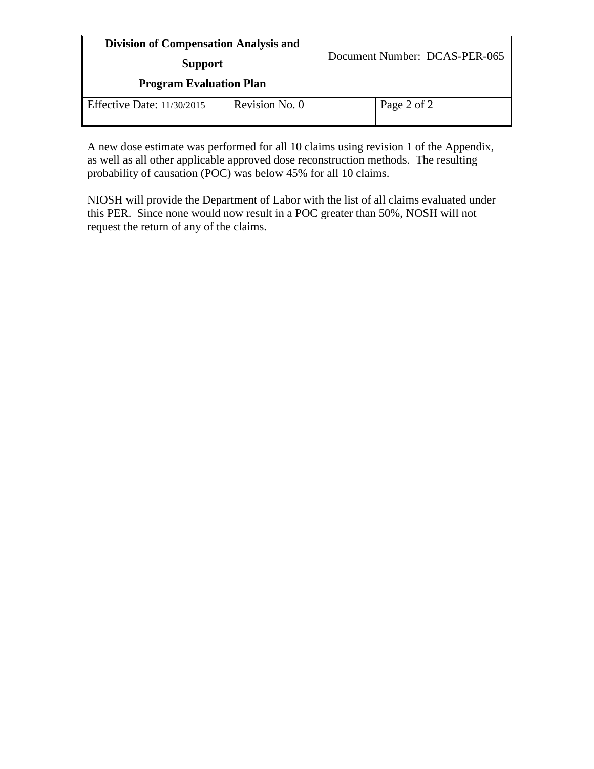A new dose estimate was performed for all 10 claims using revision 1 of the Appendix, as well as all other applicable approved dose reconstruction methods. The resulting probability of causation (POC) was below 45% for all 10 claims.

NIOSH will provide the Department of Labor with the list of all claims evaluated under this PER. Since none would now result in a POC greater than 50%, NOSH will not request the return of any of the claims.